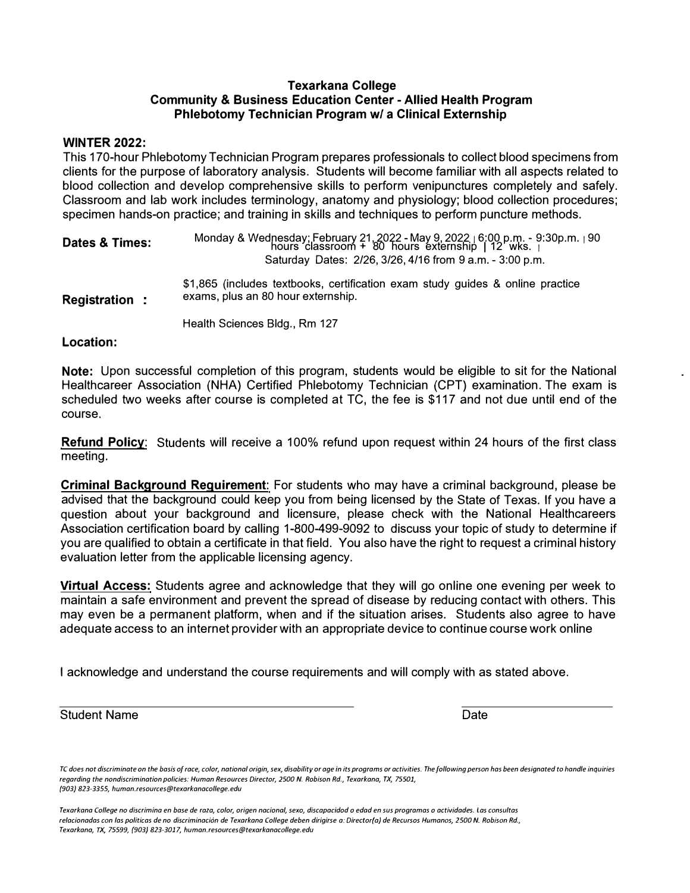**Texarkana College**
**Community & Business Education Center - Allied Health Program**
**Phlebotomy Technician Program w/ a Clinical Externship**

**WINTER 2022:**
This 170-hour Phlebotomy Technician Program prepares professionals to collect blood specimens from clients for the purpose of laboratory analysis. Students will become familiar with all aspects related to blood collection and develop comprehensive skills to perform venipunctures completely and safely. Classroom and lab work includes terminology, anatomy and physiology; blood collection procedures; specimen hands-on practice; and training in skills and techniques to perform puncture methods.

**Dates & Times:** Monday & Wednesday; February 21, 2022 - May 9, 2022 | 6:00 p.m. - 9:30p.m. | 90 hours classroom + 80 hours externship | 12 wks. |
Saturday Dates: 2/26, 3/26, 4/16 from 9 a.m. - 3:00 p.m.

**Registration :** $1,865 (includes textbooks, certification exam study guides & online practice exams, plus an 80 hour externship.

**Location:** Health Sciences Bldg., Rm 127

**Note:** Upon successful completion of this program, students would be eligible to sit for the National Healthcareer Association (NHA) Certified Phlebotomy Technician (CPT) examination. The exam is scheduled two weeks after course is completed at TC, the fee is $117 and not due until end of the course.

**Refund Policy**: Students will receive a 100% refund upon request within 24 hours of the first class meeting.

**Criminal Background Requirement**: For students who may have a criminal background, please be advised that the background could keep you from being licensed by the State of Texas. If you have a question about your background and licensure, please check with the National Healthcareers Association certification board by calling 1-800-499-9092 to discuss your topic of study to determine if you are qualified to obtain a certificate in that field. You also have the right to request a criminal history evaluation letter from the applicable licensing agency.

**Virtual Access:** Students agree and acknowledge that they will go online one evening per week to maintain a safe environment and prevent the spread of disease by reducing contact with others. This may even be a permanent platform, when and if the situation arises. Students also agree to have adequate access to an internet provider with an appropriate device to continue course work online

I acknowledge and understand the course requirements and will comply with as stated above.

Student Name ______________________ Date ______________

*TC does not discriminate on the basis of race, color, national origin, sex, disability or age in its programs or activities. The following person has been designated to handle inquiries regarding the nondiscrimination policies: Human Resources Director, 2500 N. Robison Rd., Texarkana, TX, 75501, (903) 823-3355, human.resources@texarkanacollege.edu*

*Texarkana College no discrimina en base de raza, color, origen nacional, sexo, discapacidod o edad en sus programas o actividades. Las consultas relacionadas con las politicas de no discriminación de Texarkana College deben dirigirse a: Director(a) de Recursos Humanos, 2500 N. Robison Rd., Texarkana, TX, 75599, (903) 823-3017, human.resources@texarkanacollege.edu*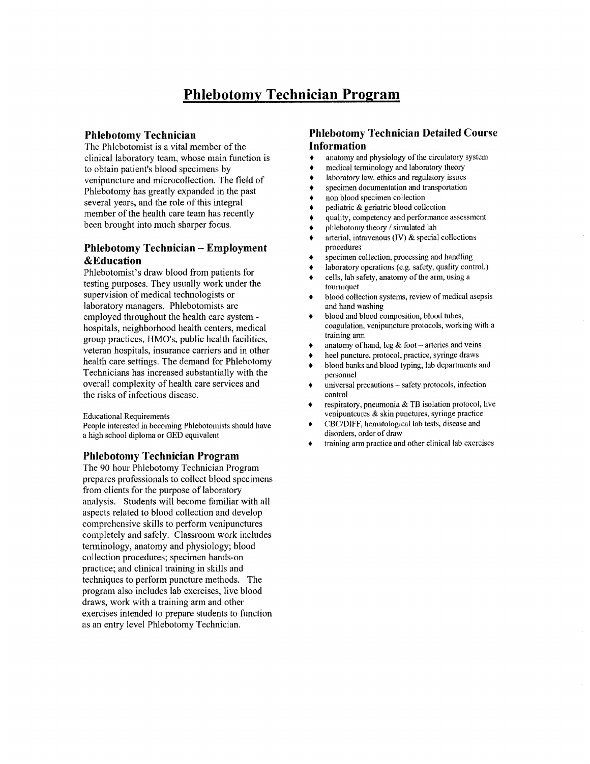# Phlebotomy Technician Program

## Phlebotomy Technician

The Phlebotomist is a vital member of the clinical laboratory team, whose main function is to obtain patient's blood specimens by venipuncture and microcollection. The field of Phlebotomy has greatly expanded in the past several years, and the role of this integral member of the health care team has recently been brought into much sharper focus.

## Phlebotomy Technician – Employment &Education

Phlebotomist's draw blood from patients for testing purposes. They usually work under the supervision of medical technologists or laboratory managers. Phlebotomists are employed throughout the health care system - hospitals, neighborhood health centers, medical group practices, HMO's, public health facilities, veteran hospitals, insurance carriers and in other health care settings. The demand for Phlebotomy Technicians has increased substantially with the overall complexity of health care services and the risks of infectious disease.

Educational Requirements

People interested in becoming Phlebotomists should have a high school diploma or GED equivalent

## Phlebotomy Technician Program

The 90 hour Phlebotomy Technician Program prepares professionals to collect blood specimens from clients for the purpose of laboratory analysis. Students will become familiar with all aspects related to blood collection and develop comprehensive skills to perform venipunctures completely and safely. Classroom work includes terminology, anatomy and physiology; blood collection procedures; specimen hands-on practice; and clinical training in skills and techniques to perform puncture methods. The program also includes lab exercises, live blood draws, work with a training arm and other exercises intended to prepare students to function as an entry level Phlebotomy Technician.

## Phlebotomy Technician Detailed Course Information

- anatomy and physiology of the circulatory system
- medical terminology and laboratory theory
- laboratory law, ethics and regulatory issues
- specimen documentation and transportation
- non blood specimen collection
- pediatric & geriatric blood collection
- quality, competency and performance assessment
- phlebotomy theory / simulated lab
- arterial, intravenous (IV) & special collections procedures
- specimen collection, processing and handling
- laboratory operations (e.g. safety, quality control,)
- cells, lab safety, anatomy of the arm, using a tourniquet
- blood collection systems, review of medical asepsis and hand washing
- blood and blood composition, blood tubes, coagulation, venipuncture protocols, working with a training arm
- anatomy of hand, leg & foot -- arteries and veins
- heel puncture, protocol, practice, syringe draws
- blood banks and blood typing, lab departments and personnel
- universal precautions – safety protocols, infection control
- respiratory, pneumonia & TB isolation protocol, live venipuntcures & skin punctures, syringe practice
- CBC/DIFF, hematological lab tests, disease and disorders, order of draw
- training arm practice and other clinical lab exercises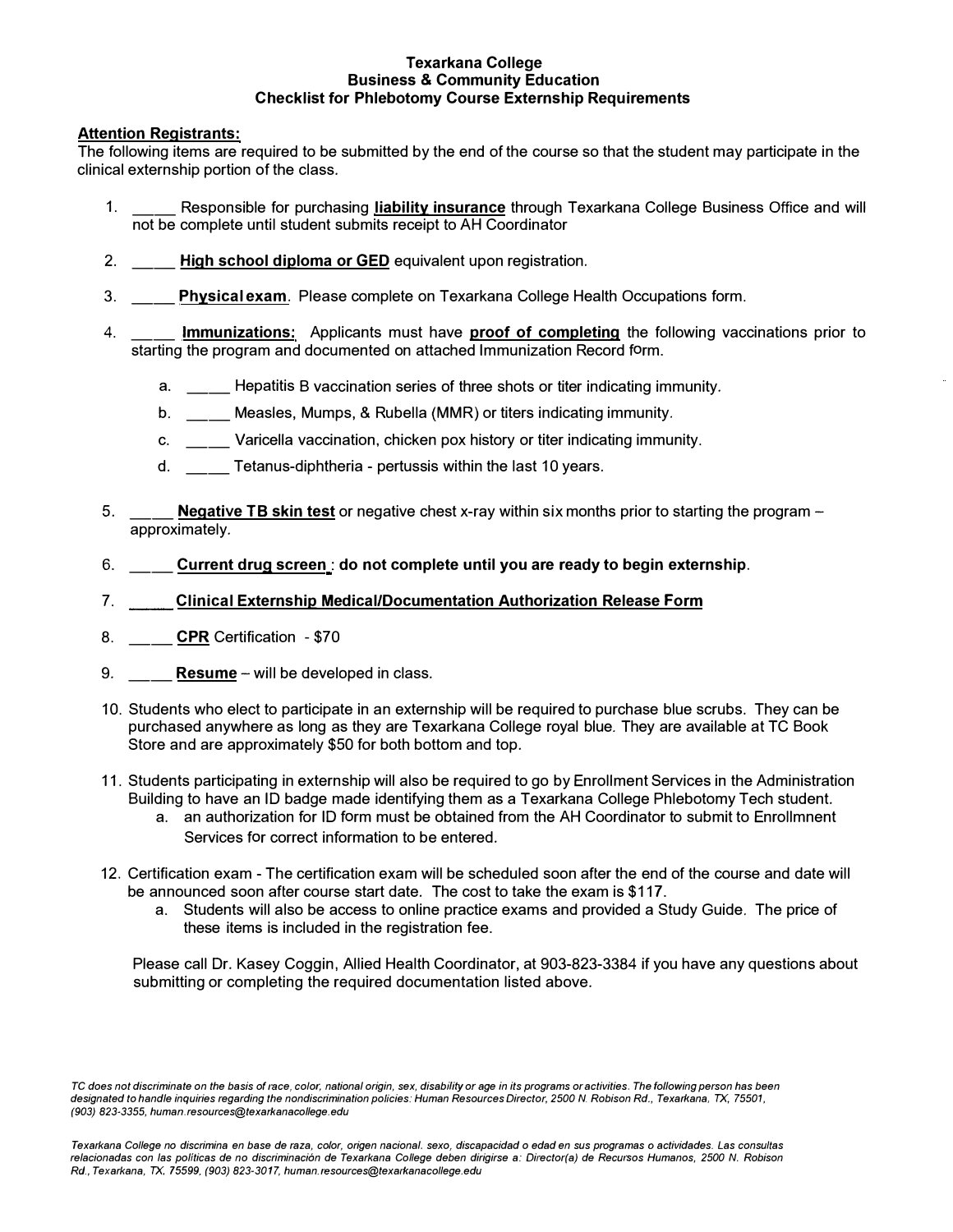**Texarkana College**
**Business & Community Education**
**Checklist for Phlebotomy Course Externship Requirements**

**Attention Registrants:**
The following items are required to be submitted by the end of the course so that the student may participate in the clinical externship portion of the class.

1. _____ Responsible for purchasing **liability insurance** through Texarkana College Business Office and will not be complete until student submits receipt to AH Coordinator

2. _____ **High school diploma or GED** equivalent upon registration.

3. _____ **Physical exam**. Please complete on Texarkana College Health Occupations form.

4. _____ **Immunizations:** Applicants must have **proof of completing** the following vaccinations prior to starting the program and documented on attached Immunization Record form.

   a. _____ Hepatitis B vaccination series of three shots or titer indicating immunity.

   b. _____ Measles, Mumps, & Rubella (MMR) or titers indicating immunity.

   c. _____ Varicella vaccination, chicken pox history or titer indicating immunity.

   d. _____ Tetanus-diphtheria - pertussis within the last 10 years.

5. _____ **Negative TB skin test** or negative chest x-ray within six months prior to starting the program – approximately.

6. _____ **Current drug screen : do not complete until you are ready to begin externship**.

7. _____ **Clinical Externship Medical/Documentation Authorization Release Form**

8. _____ **CPR** Certification - $70

9. _____ **Resume** – will be developed in class.

10. Students who elect to participate in an externship will be required to purchase blue scrubs. They can be purchased anywhere as long as they are Texarkana College royal blue. They are available at TC Book Store and are approximately $50 for both bottom and top.

11. Students participating in externship will also be required to go by Enrollment Services in the Administration Building to have an ID badge made identifying them as a Texarkana College Phlebotomy Tech student.
    a. an authorization for ID form must be obtained from the AH Coordinator to submit to Enrollmnent Services for correct information to be entered.

12. Certification exam - The certification exam will be scheduled soon after the end of the course and date will be announced soon after course start date. The cost to take the exam is $117.
    a. Students will also be access to online practice exams and provided a Study Guide. The price of these items is included in the registration fee.

Please call Dr. Kasey Coggin, Allied Health Coordinator, at 903-823-3384 if you have any questions about submitting or completing the required documentation listed above.

*TC does not discriminate on the basis of race, color, national origin, sex, disability or age in its programs or activities. The following person has been designated to handle inquiries regarding the nondiscrimination policies: Human Resources Director, 2500 N. Robison Rd., Texarkana, TX, 75501, (903) 823-3355, human.resources@texarkanacollege.edu*

*Texarkana College no discrimina en base de raza, color, origen nacional. sexo, discapacidad o edad en sus programas o actividades. Las consultas relacionadas con las políticas de no discriminación de Texarkana College deben dirigirse a: Director(a) de Recursos Humanos, 2500 N. Robison Rd., Texarkana, TX, 75599, (903) 823-3017, human.resources@texarkanacollege.edu*